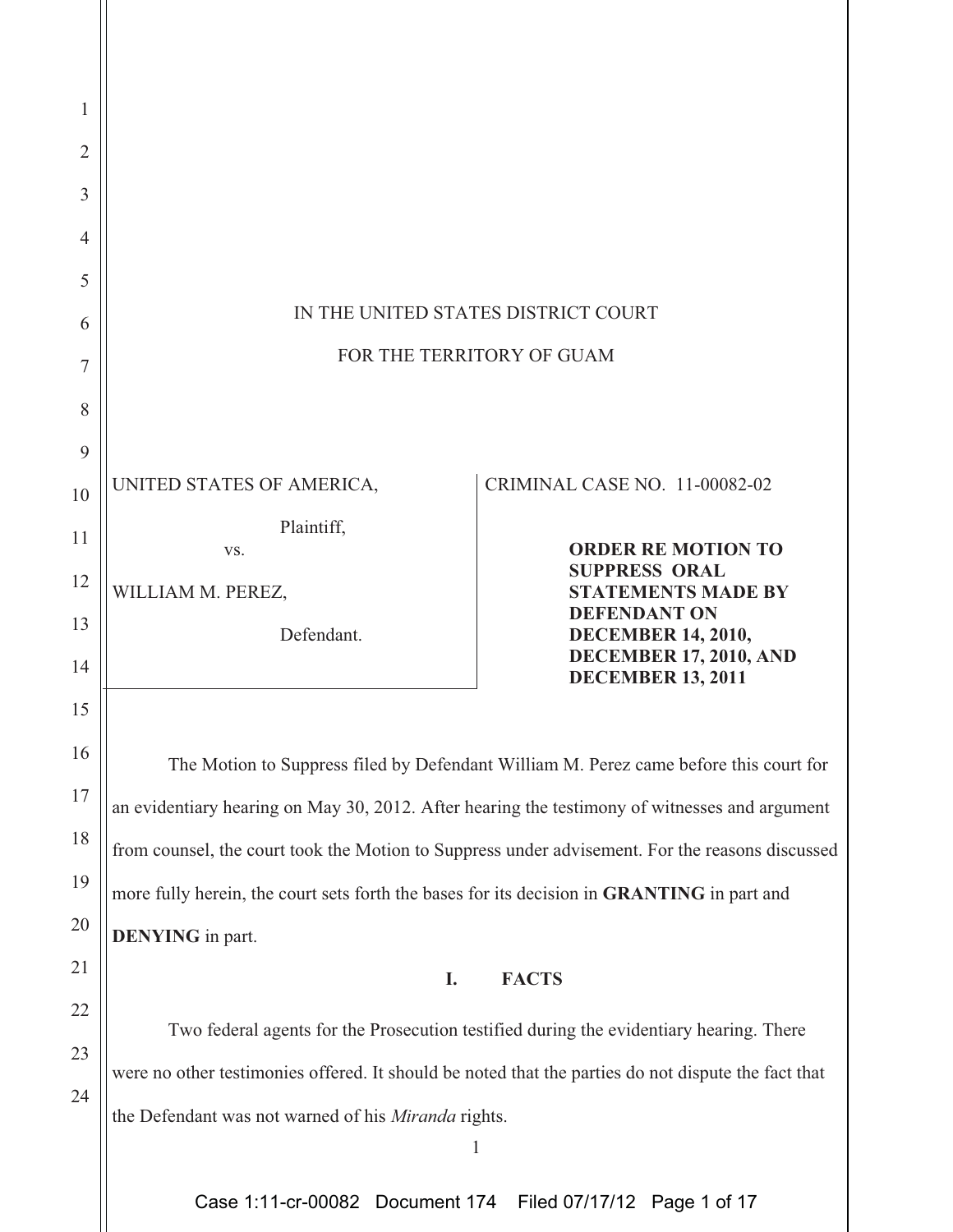IN THE UNITED STATES DISTRICT COURT

FOR THE TERRITORY OF GUAM

UNITED STATES OF AMERICA,

Plaintiff,

vs.

WILLIAM M. PEREZ,

Defendant.

CRIMINAL CASE NO. 11-00082-02

**ORDER RE MOTION TO SUPPRESS ORAL STATEMENTS MADE BY DEFENDANT ON DECEMBER 14, 2010, DECEMBER 17, 2010, AND DECEMBER 13, 2011**

The Motion to Suppress filed by Defendant William M. Perez came before this court for an evidentiary hearing on May 30, 2012. After hearing the testimony of witnesses and argument from counsel, the court took the Motion to Suppress under advisement. For the reasons discussed more fully herein, the court sets forth the bases for its decision in **GRANTING** in part and **DENYING** in part.

## I. FACTS

Two federal agents for the Prosecution testified during the evidentiary hearing. There were no other testimonies offered. It should be noted that the parties do not dispute the fact that the Defendant was not warned of his *Miranda* rights.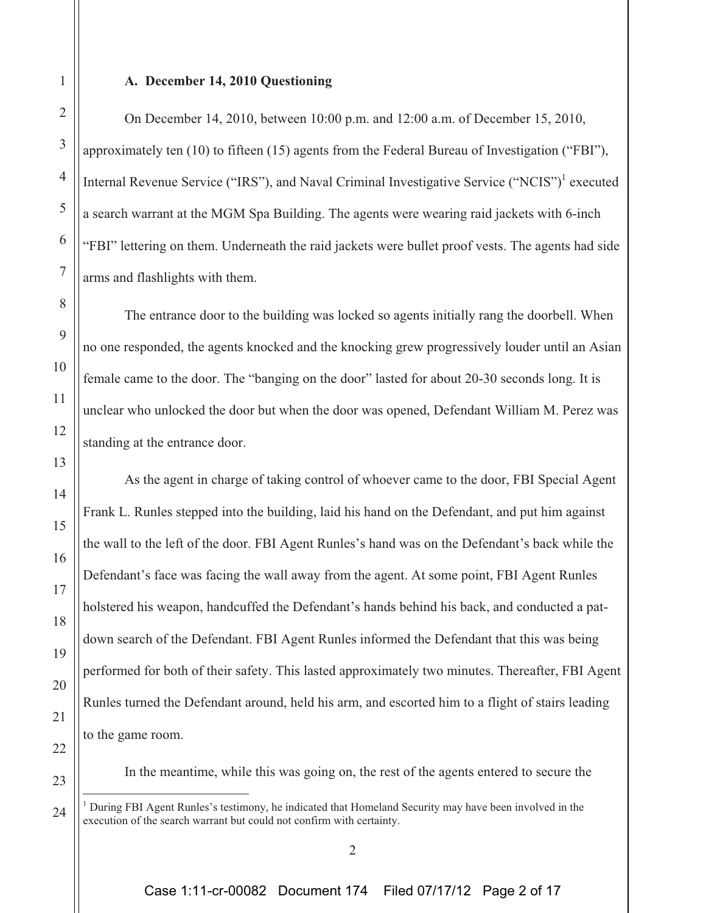### A. December 14, 2010 Questioning

On December 14, 2010, between 10:00 p.m. and 12:00 a.m. of December 15, 2010, approximately ten (10) to fifteen (15) agents from the Federal Bureau of Investigation ("FBI"), Internal Revenue Service ("IRS"), and Naval Criminal Investigative Service ("NCIS")[1] executed a search warrant at the MGM Spa Building. The agents were wearing raid jackets with 6-inch "FBI" lettering on them. Underneath the raid jackets were bullet proof vests. The agents had side arms and flashlights with them.

The entrance door to the building was locked so agents initially rang the doorbell. When no one responded, the agents knocked and the knocking grew progressively louder until an Asian female came to the door. The "banging on the door" lasted for about 20-30 seconds long. It is unclear who unlocked the door but when the door was opened, Defendant William M. Perez was standing at the entrance door.

As the agent in charge of taking control of whoever came to the door, FBI Special Agent Frank L. Runles stepped into the building, laid his hand on the Defendant, and put him against the wall to the left of the door. FBI Agent Runles's hand was on the Defendant's back while the Defendant's face was facing the wall away from the agent. At some point, FBI Agent Runles holstered his weapon, handcuffed the Defendant's hands behind his back, and conducted a pat-down search of the Defendant. FBI Agent Runles informed the Defendant that this was being performed for both of their safety. This lasted approximately two minutes. Thereafter, FBI Agent Runles turned the Defendant around, held his arm, and escorted him to a flight of stairs leading to the game room.

In the meantime, while this was going on, the rest of the agents entered to secure the

[1] During FBI Agent Runles's testimony, he indicated that Homeland Security may have been involved in the execution of the search warrant but could not confirm with certainty.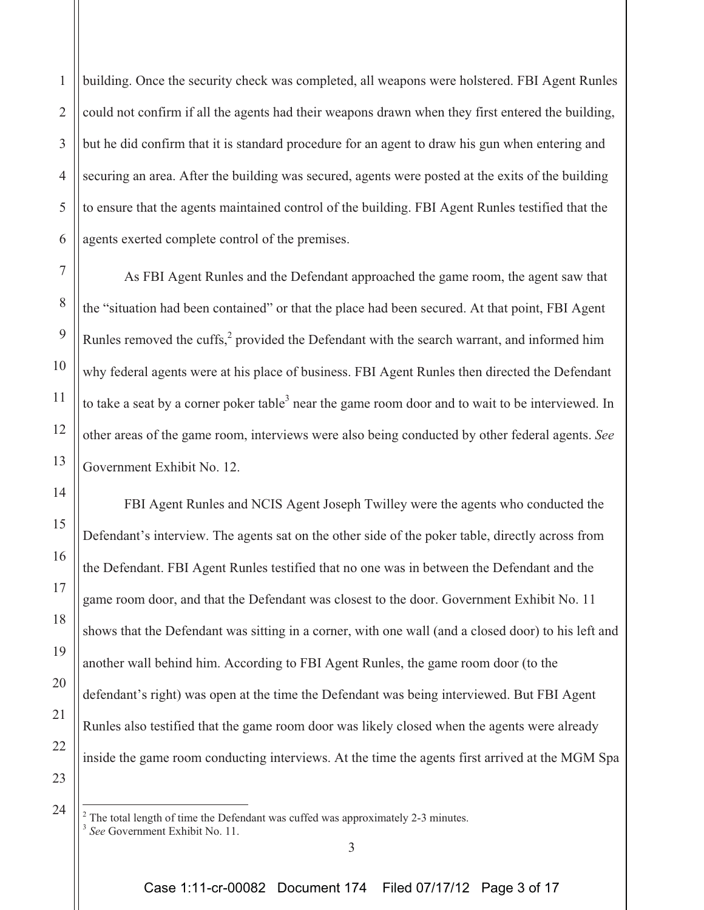building. Once the security check was completed, all weapons were holstered. FBI Agent Runles could not confirm if all the agents had their weapons drawn when they first entered the building, but he did confirm that it is standard procedure for an agent to draw his gun when entering and securing an area. After the building was secured, agents were posted at the exits of the building to ensure that the agents maintained control of the building. FBI Agent Runles testified that the agents exerted complete control of the premises.

As FBI Agent Runles and the Defendant approached the game room, the agent saw that the "situation had been contained" or that the place had been secured. At that point, FBI Agent Runles removed the cuffs,[2] provided the Defendant with the search warrant, and informed him why federal agents were at his place of business. FBI Agent Runles then directed the Defendant to take a seat by a corner poker table[3] near the game room door and to wait to be interviewed. In other areas of the game room, interviews were also being conducted by other federal agents. *See* Government Exhibit No. 12.

FBI Agent Runles and NCIS Agent Joseph Twilley were the agents who conducted the Defendant's interview. The agents sat on the other side of the poker table, directly across from the Defendant. FBI Agent Runles testified that no one was in between the Defendant and the game room door, and that the Defendant was closest to the door. Government Exhibit No. 11 shows that the Defendant was sitting in a corner, with one wall (and a closed door) to his left and another wall behind him. According to FBI Agent Runles, the game room door (to the defendant's right) was open at the time the Defendant was being interviewed. But FBI Agent Runles also testified that the game room door was likely closed when the agents were already inside the game room conducting interviews. At the time the agents first arrived at the MGM Spa

---

[2] The total length of time the Defendant was cuffed was approximately 2-3 minutes.

[3] *See* Government Exhibit No. 11.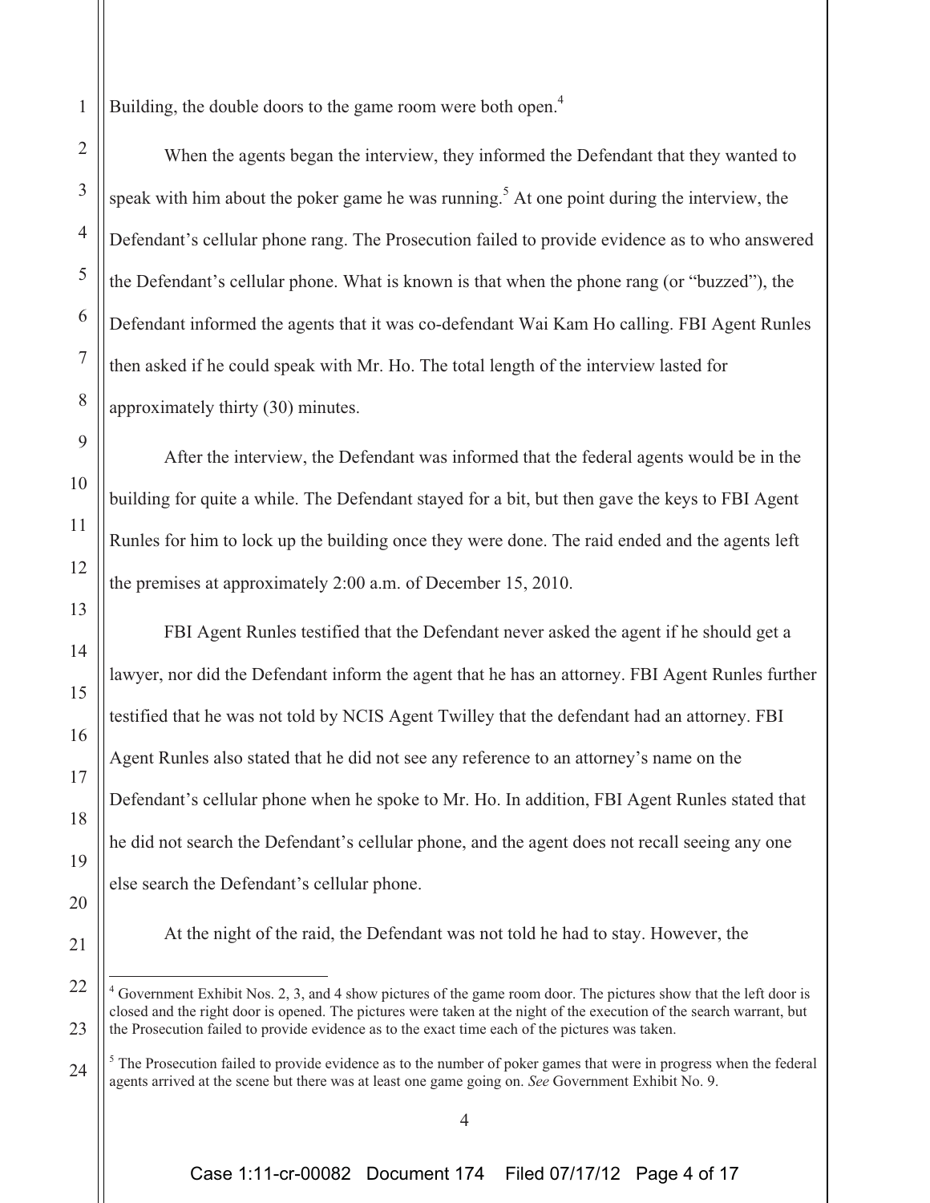Building, the double doors to the game room were both open.[4]

When the agents began the interview, they informed the Defendant that they wanted to speak with him about the poker game he was running.[5] At one point during the interview, the Defendant's cellular phone rang. The Prosecution failed to provide evidence as to who answered the Defendant's cellular phone. What is known is that when the phone rang (or "buzzed"), the Defendant informed the agents that it was co-defendant Wai Kam Ho calling. FBI Agent Runles then asked if he could speak with Mr. Ho. The total length of the interview lasted for approximately thirty (30) minutes.

After the interview, the Defendant was informed that the federal agents would be in the building for quite a while. The Defendant stayed for a bit, but then gave the keys to FBI Agent Runles for him to lock up the building once they were done. The raid ended and the agents left the premises at approximately 2:00 a.m. of December 15, 2010.

FBI Agent Runles testified that the Defendant never asked the agent if he should get a lawyer, nor did the Defendant inform the agent that he has an attorney. FBI Agent Runles further testified that he was not told by NCIS Agent Twilley that the defendant had an attorney. FBI Agent Runles also stated that he did not see any reference to an attorney's name on the Defendant's cellular phone when he spoke to Mr. Ho. In addition, FBI Agent Runles stated that he did not search the Defendant's cellular phone, and the agent does not recall seeing any one else search the Defendant's cellular phone.

At the night of the raid, the Defendant was not told he had to stay. However, the

---

[4] Government Exhibit Nos. 2, 3, and 4 show pictures of the game room door. The pictures show that the left door is closed and the right door is opened. The pictures were taken at the night of the execution of the search warrant, but the Prosecution failed to provide evidence as to the exact time each of the pictures was taken.

[5] The Prosecution failed to provide evidence as to the number of poker games that were in progress when the federal agents arrived at the scene but there was at least one game going on. *See* Government Exhibit No. 9.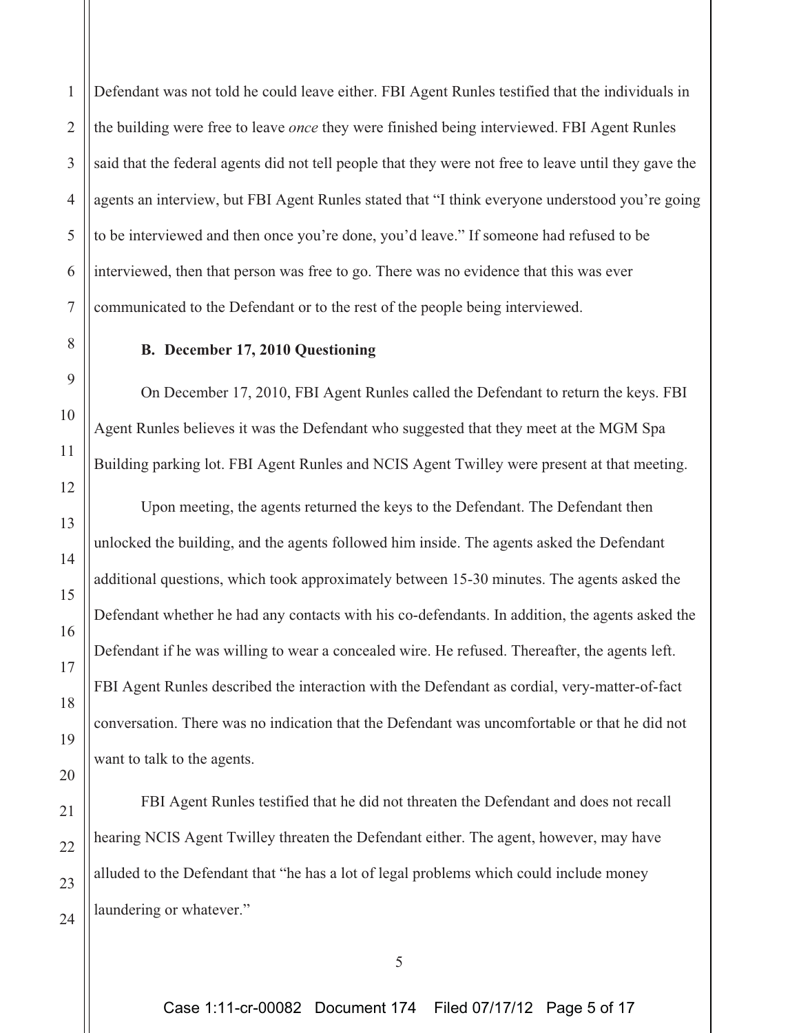Defendant was not told he could leave either. FBI Agent Runles testified that the individuals in the building were free to leave *once* they were finished being interviewed. FBI Agent Runles said that the federal agents did not tell people that they were not free to leave until they gave the agents an interview, but FBI Agent Runles stated that "I think everyone understood you're going to be interviewed and then once you're done, you'd leave." If someone had refused to be interviewed, then that person was free to go. There was no evidence that this was ever communicated to the Defendant or to the rest of the people being interviewed.

**B. December 17, 2010 Questioning**

On December 17, 2010, FBI Agent Runles called the Defendant to return the keys. FBI Agent Runles believes it was the Defendant who suggested that they meet at the MGM Spa Building parking lot. FBI Agent Runles and NCIS Agent Twilley were present at that meeting.

Upon meeting, the agents returned the keys to the Defendant. The Defendant then unlocked the building, and the agents followed him inside. The agents asked the Defendant additional questions, which took approximately between 15-30 minutes. The agents asked the Defendant whether he had any contacts with his co-defendants. In addition, the agents asked the Defendant if he was willing to wear a concealed wire. He refused. Thereafter, the agents left. FBI Agent Runles described the interaction with the Defendant as cordial, very-matter-of-fact conversation. There was no indication that the Defendant was uncomfortable or that he did not want to talk to the agents.

FBI Agent Runles testified that he did not threaten the Defendant and does not recall hearing NCIS Agent Twilley threaten the Defendant either. The agent, however, may have alluded to the Defendant that "he has a lot of legal problems which could include money laundering or whatever."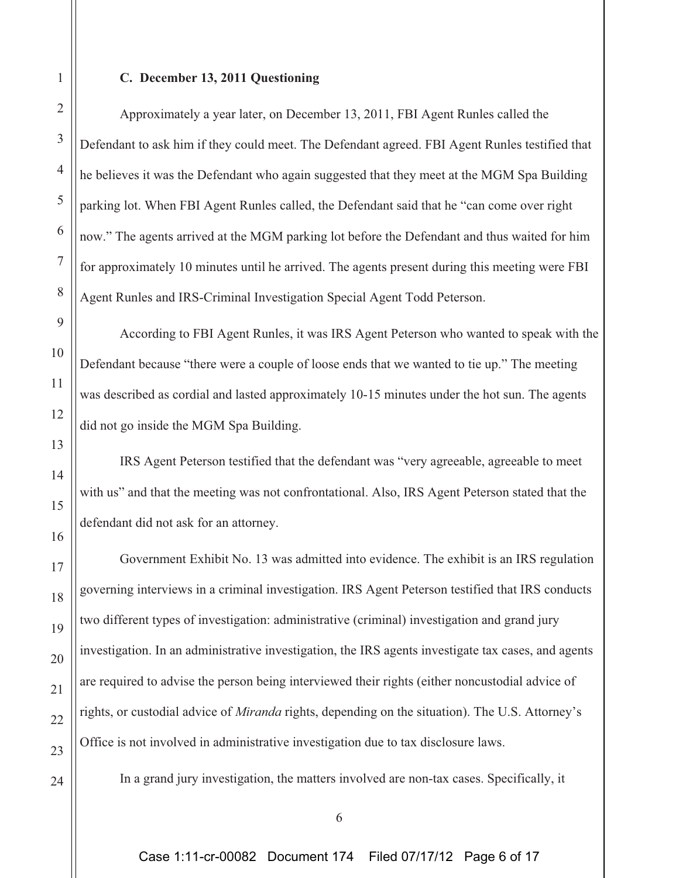### C. December 13, 2011 Questioning

Approximately a year later, on December 13, 2011, FBI Agent Runles called the Defendant to ask him if they could meet. The Defendant agreed. FBI Agent Runles testified that he believes it was the Defendant who again suggested that they meet at the MGM Spa Building parking lot. When FBI Agent Runles called, the Defendant said that he "can come over right now." The agents arrived at the MGM parking lot before the Defendant and thus waited for him for approximately 10 minutes until he arrived. The agents present during this meeting were FBI Agent Runles and IRS-Criminal Investigation Special Agent Todd Peterson.

According to FBI Agent Runles, it was IRS Agent Peterson who wanted to speak with the Defendant because "there were a couple of loose ends that we wanted to tie up." The meeting was described as cordial and lasted approximately 10-15 minutes under the hot sun. The agents did not go inside the MGM Spa Building.

IRS Agent Peterson testified that the defendant was "very agreeable, agreeable to meet with us" and that the meeting was not confrontational. Also, IRS Agent Peterson stated that the defendant did not ask for an attorney.

Government Exhibit No. 13 was admitted into evidence. The exhibit is an IRS regulation governing interviews in a criminal investigation. IRS Agent Peterson testified that IRS conducts two different types of investigation: administrative (criminal) investigation and grand jury investigation. In an administrative investigation, the IRS agents investigate tax cases, and agents are required to advise the person being interviewed their rights (either noncustodial advice of rights, or custodial advice of *Miranda* rights, depending on the situation). The U.S. Attorney's Office is not involved in administrative investigation due to tax disclosure laws.

In a grand jury investigation, the matters involved are non-tax cases. Specifically, it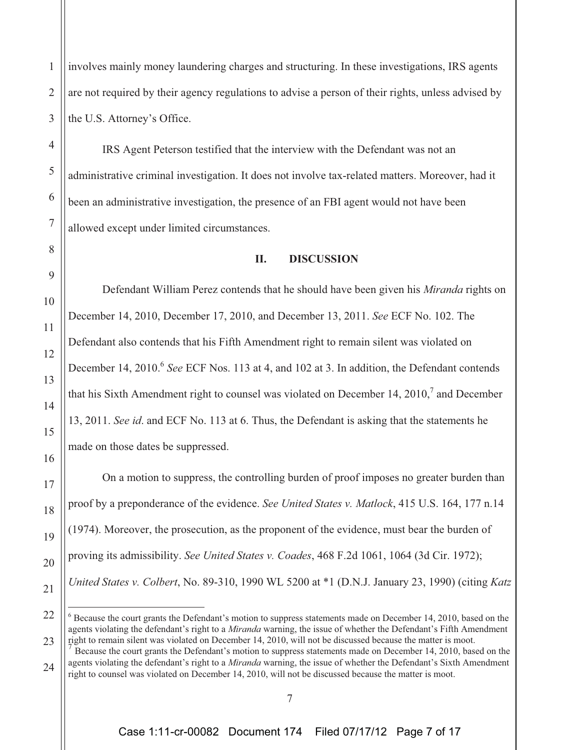involves mainly money laundering charges and structuring. In these investigations, IRS agents are not required by their agency regulations to advise a person of their rights, unless advised by the U.S. Attorney's Office.

IRS Agent Peterson testified that the interview with the Defendant was not an administrative criminal investigation. It does not involve tax-related matters. Moreover, had it been an administrative investigation, the presence of an FBI agent would not have been allowed except under limited circumstances.

## II. DISCUSSION

Defendant William Perez contends that he should have been given his *Miranda* rights on December 14, 2010, December 17, 2010, and December 13, 2011. *See* ECF No. 102. The Defendant also contends that his Fifth Amendment right to remain silent was violated on December 14, 2010.[6] *See* ECF Nos. 113 at 4, and 102 at 3. In addition, the Defendant contends that his Sixth Amendment right to counsel was violated on December 14, 2010,[7] and December 13, 2011. *See id*. and ECF No. 113 at 6. Thus, the Defendant is asking that the statements he made on those dates be suppressed.

On a motion to suppress, the controlling burden of proof imposes no greater burden than proof by a preponderance of the evidence. *See United States v. Matlock*, 415 U.S. 164, 177 n.14 (1974). Moreover, the prosecution, as the proponent of the evidence, must bear the burden of proving its admissibility. *See United States v. Coades*, 468 F.2d 1061, 1064 (3d Cir. 1972); *United States v. Colbert*, No. 89-310, 1990 WL 5200 at *1 (D.N.J. January 23, 1990) (citing *Katz*

---

[6] Because the court grants the Defendant's motion to suppress statements made on December 14, 2010, based on the agents violating the defendant's right to a *Miranda* warning, the issue of whether the Defendant's Fifth Amendment right to remain silent was violated on December 14, 2010, will not be discussed because the matter is moot.

[7] Because the court grants the Defendant's motion to suppress statements made on December 14, 2010, based on the agents violating the defendant's right to a *Miranda* warning, the issue of whether the Defendant's Sixth Amendment right to counsel was violated on December 14, 2010, will not be discussed because the matter is moot.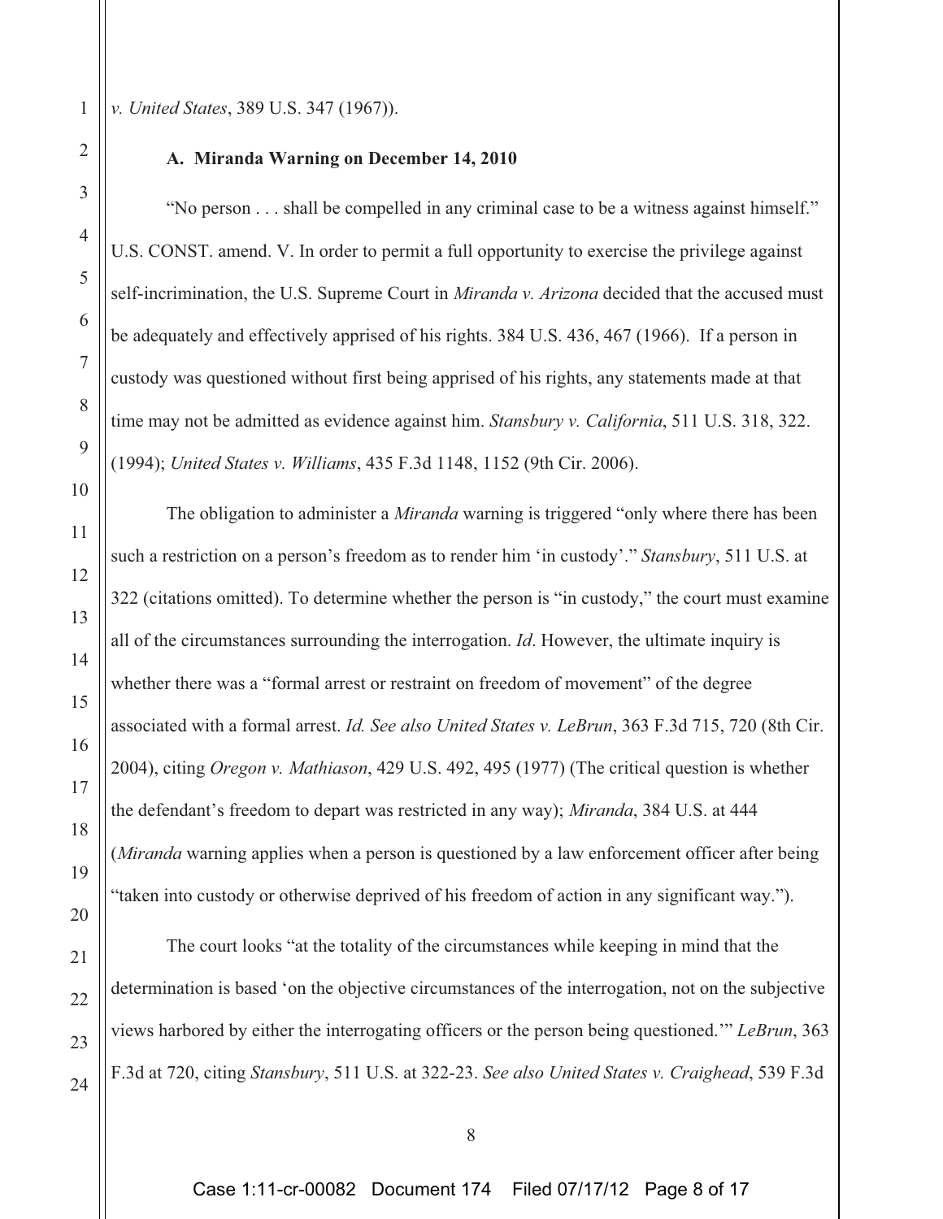*v. United States*, 389 U.S. 347 (1967)).

### A. Miranda Warning on December 14, 2010

"No person . . . shall be compelled in any criminal case to be a witness against himself." U.S. CONST. amend. V. In order to permit a full opportunity to exercise the privilege against self-incrimination, the U.S. Supreme Court in *Miranda v. Arizona* decided that the accused must be adequately and effectively apprised of his rights. 384 U.S. 436, 467 (1966). If a person in custody was questioned without first being apprised of his rights, any statements made at that time may not be admitted as evidence against him. *Stansbury v. California*, 511 U.S. 318, 322. (1994); *United States v. Williams*, 435 F.3d 1148, 1152 (9th Cir. 2006).

The obligation to administer a *Miranda* warning is triggered "only where there has been such a restriction on a person's freedom as to render him 'in custody'." *Stansbury*, 511 U.S. at 322 (citations omitted). To determine whether the person is "in custody," the court must examine all of the circumstances surrounding the interrogation. *Id*. However, the ultimate inquiry is whether there was a "formal arrest or restraint on freedom of movement" of the degree associated with a formal arrest. *Id. See also United States v. LeBrun*, 363 F.3d 715, 720 (8th Cir. 2004), citing *Oregon v. Mathiason*, 429 U.S. 492, 495 (1977) (The critical question is whether the defendant's freedom to depart was restricted in any way); *Miranda*, 384 U.S. at 444 (*Miranda* warning applies when a person is questioned by a law enforcement officer after being "taken into custody or otherwise deprived of his freedom of action in any significant way.").

The court looks "at the totality of the circumstances while keeping in mind that the determination is based 'on the objective circumstances of the interrogation, not on the subjective views harbored by either the interrogating officers or the person being questioned.'" *LeBrun*, 363 F.3d at 720, citing *Stansbury*, 511 U.S. at 322-23. *See also United States v. Craighead*, 539 F.3d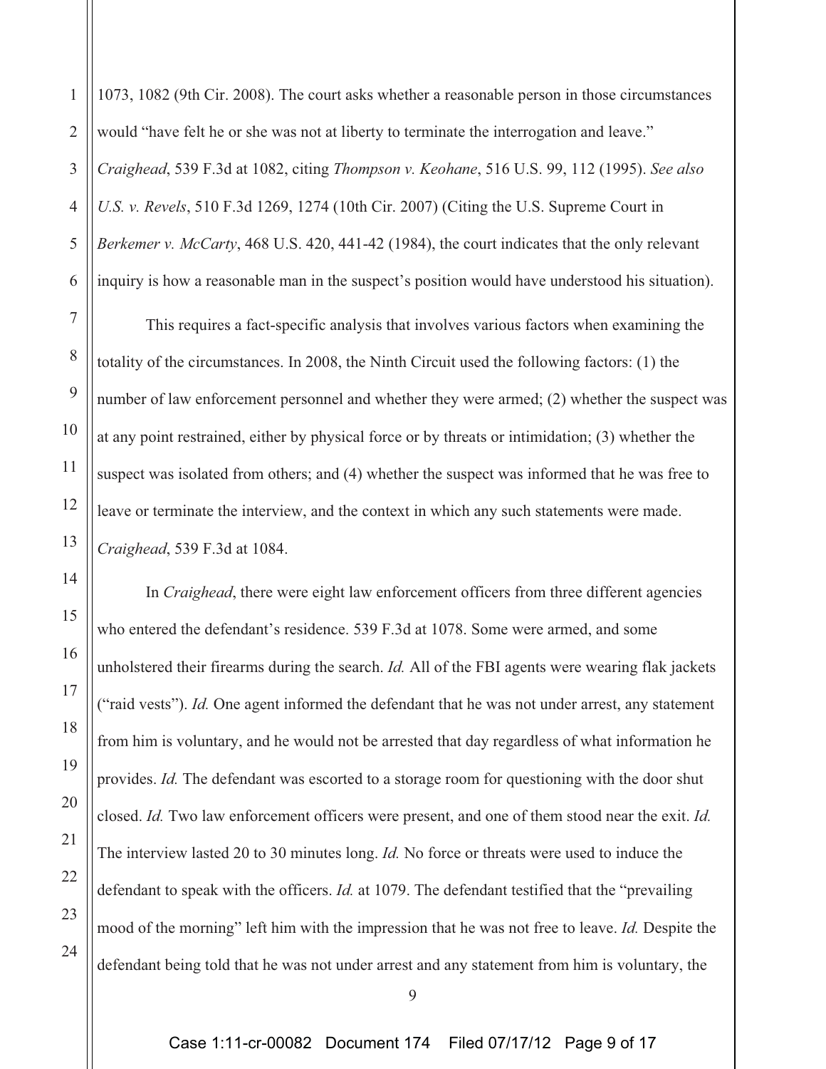1073, 1082 (9th Cir. 2008). The court asks whether a reasonable person in those circumstances would "have felt he or she was not at liberty to terminate the interrogation and leave." *Craighead*, 539 F.3d at 1082, citing *Thompson v. Keohane*, 516 U.S. 99, 112 (1995). *See also U.S. v. Revels*, 510 F.3d 1269, 1274 (10th Cir. 2007) (Citing the U.S. Supreme Court in *Berkemer v. McCarty*, 468 U.S. 420, 441-42 (1984), the court indicates that the only relevant inquiry is how a reasonable man in the suspect's position would have understood his situation).

This requires a fact-specific analysis that involves various factors when examining the totality of the circumstances. In 2008, the Ninth Circuit used the following factors: (1) the number of law enforcement personnel and whether they were armed; (2) whether the suspect was at any point restrained, either by physical force or by threats or intimidation; (3) whether the suspect was isolated from others; and (4) whether the suspect was informed that he was free to leave or terminate the interview, and the context in which any such statements were made. *Craighead*, 539 F.3d at 1084.

In *Craighead*, there were eight law enforcement officers from three different agencies who entered the defendant's residence. 539 F.3d at 1078. Some were armed, and some unholstered their firearms during the search. *Id.* All of the FBI agents were wearing flak jackets ("raid vests"). *Id.* One agent informed the defendant that he was not under arrest, any statement from him is voluntary, and he would not be arrested that day regardless of what information he provides. *Id.* The defendant was escorted to a storage room for questioning with the door shut closed. *Id.* Two law enforcement officers were present, and one of them stood near the exit. *Id.* The interview lasted 20 to 30 minutes long. *Id.* No force or threats were used to induce the defendant to speak with the officers. *Id.* at 1079. The defendant testified that the "prevailing mood of the morning" left him with the impression that he was not free to leave. *Id.* Despite the defendant being told that he was not under arrest and any statement from him is voluntary, the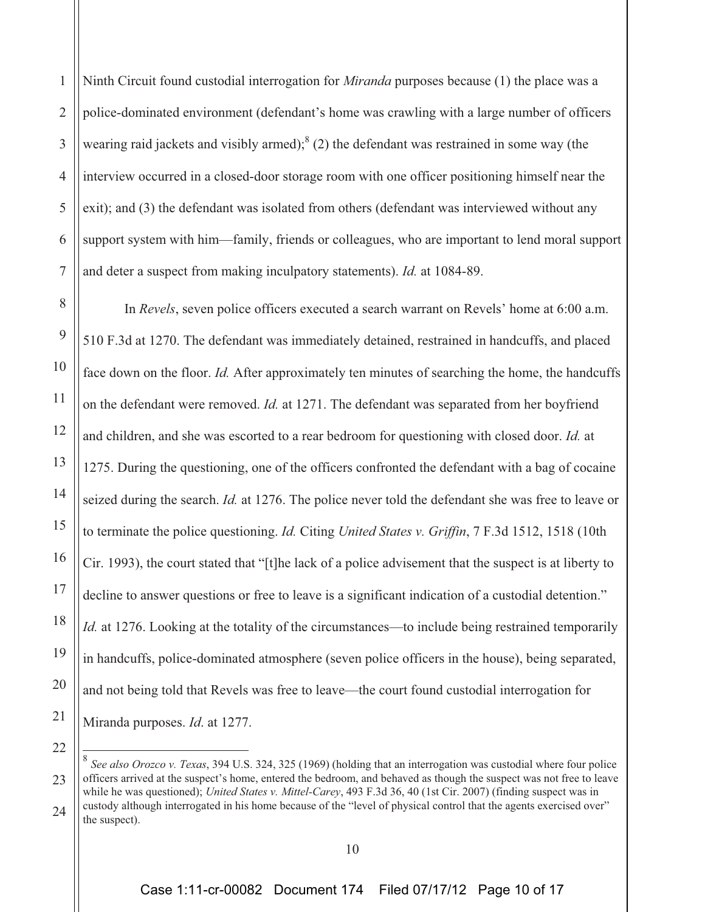Ninth Circuit found custodial interrogation for *Miranda* purposes because (1) the place was a police-dominated environment (defendant's home was crawling with a large number of officers wearing raid jackets and visibly armed);[8] (2) the defendant was restrained in some way (the interview occurred in a closed-door storage room with one officer positioning himself near the exit); and (3) the defendant was isolated from others (defendant was interviewed without any support system with him—family, friends or colleagues, who are important to lend moral support and deter a suspect from making inculpatory statements). *Id.* at 1084-89.

In *Revels*, seven police officers executed a search warrant on Revels' home at 6:00 a.m. 510 F.3d at 1270. The defendant was immediately detained, restrained in handcuffs, and placed face down on the floor. *Id.* After approximately ten minutes of searching the home, the handcuffs on the defendant were removed. *Id.* at 1271. The defendant was separated from her boyfriend and children, and she was escorted to a rear bedroom for questioning with closed door. *Id.* at 1275. During the questioning, one of the officers confronted the defendant with a bag of cocaine seized during the search. *Id.* at 1276. The police never told the defendant she was free to leave or to terminate the police questioning. *Id.* Citing *United States v. Griffin*, 7 F.3d 1512, 1518 (10th Cir. 1993), the court stated that "[t]he lack of a police advisement that the suspect is at liberty to decline to answer questions or free to leave is a significant indication of a custodial detention." *Id.* at 1276. Looking at the totality of the circumstances—to include being restrained temporarily in handcuffs, police-dominated atmosphere (seven police officers in the house), being separated, and not being told that Revels was free to leave—the court found custodial interrogation for Miranda purposes. *Id*. at 1277.

---

[8] *See also Orozco v. Texas*, 394 U.S. 324, 325 (1969) (holding that an interrogation was custodial where four police officers arrived at the suspect's home, entered the bedroom, and behaved as though the suspect was not free to leave while he was questioned); *United States v. Mittel-Carey*, 493 F.3d 36, 40 (1st Cir. 2007) (finding suspect was in custody although interrogated in his home because of the "level of physical control that the agents exercised over" the suspect).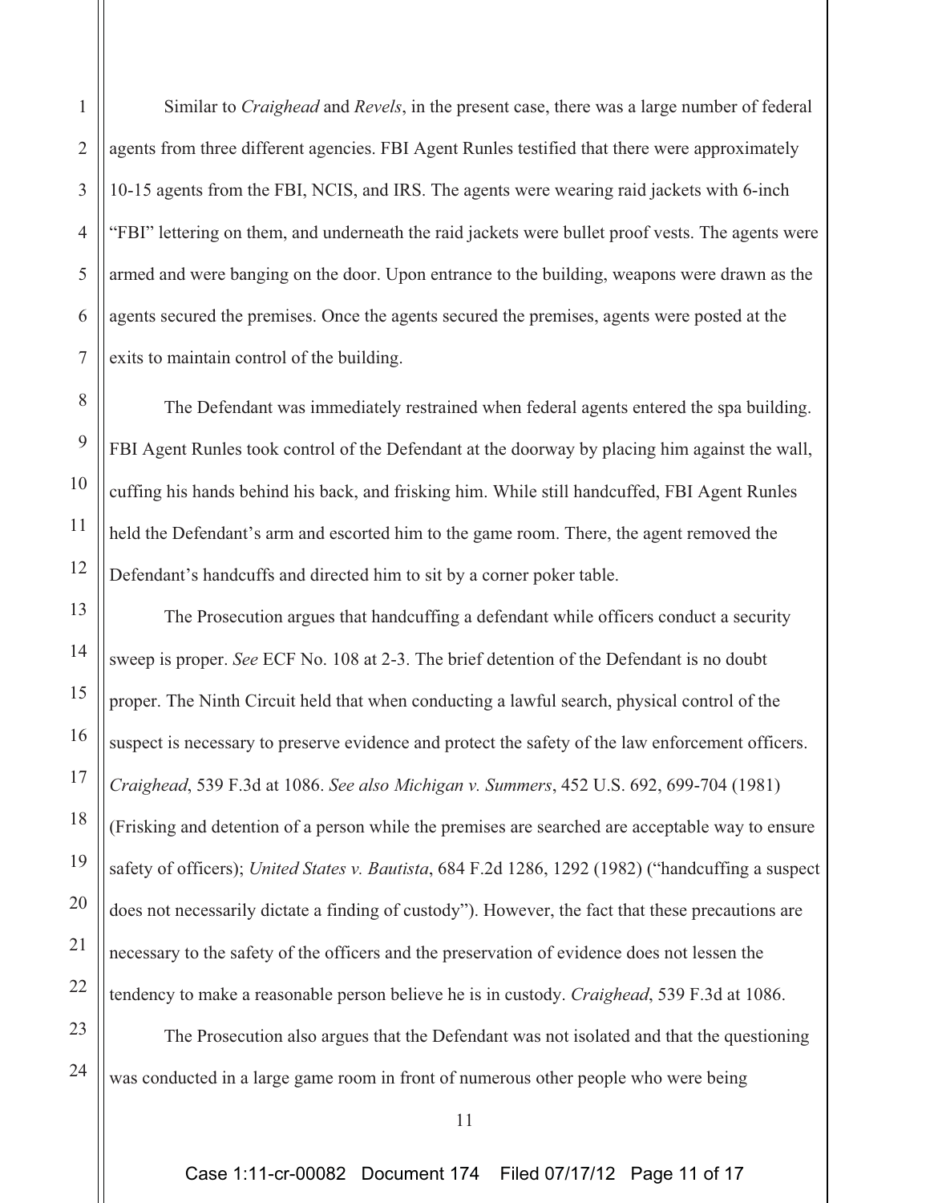Similar to *Craighead* and *Revels*, in the present case, there was a large number of federal agents from three different agencies. FBI Agent Runles testified that there were approximately 10-15 agents from the FBI, NCIS, and IRS. The agents were wearing raid jackets with 6-inch "FBI" lettering on them, and underneath the raid jackets were bullet proof vests. The agents were armed and were banging on the door. Upon entrance to the building, weapons were drawn as the agents secured the premises. Once the agents secured the premises, agents were posted at the exits to maintain control of the building.

The Defendant was immediately restrained when federal agents entered the spa building. FBI Agent Runles took control of the Defendant at the doorway by placing him against the wall, cuffing his hands behind his back, and frisking him. While still handcuffed, FBI Agent Runles held the Defendant's arm and escorted him to the game room. There, the agent removed the Defendant's handcuffs and directed him to sit by a corner poker table.

The Prosecution argues that handcuffing a defendant while officers conduct a security sweep is proper. *See* ECF No. 108 at 2-3. The brief detention of the Defendant is no doubt proper. The Ninth Circuit held that when conducting a lawful search, physical control of the suspect is necessary to preserve evidence and protect the safety of the law enforcement officers. *Craighead*, 539 F.3d at 1086. *See also Michigan v. Summers*, 452 U.S. 692, 699-704 (1981) (Frisking and detention of a person while the premises are searched are acceptable way to ensure safety of officers); *United States v. Bautista*, 684 F.2d 1286, 1292 (1982) ("handcuffing a suspect does not necessarily dictate a finding of custody"). However, the fact that these precautions are necessary to the safety of the officers and the preservation of evidence does not lessen the tendency to make a reasonable person believe he is in custody. *Craighead*, 539 F.3d at 1086.

The Prosecution also argues that the Defendant was not isolated and that the questioning was conducted in a large game room in front of numerous other people who were being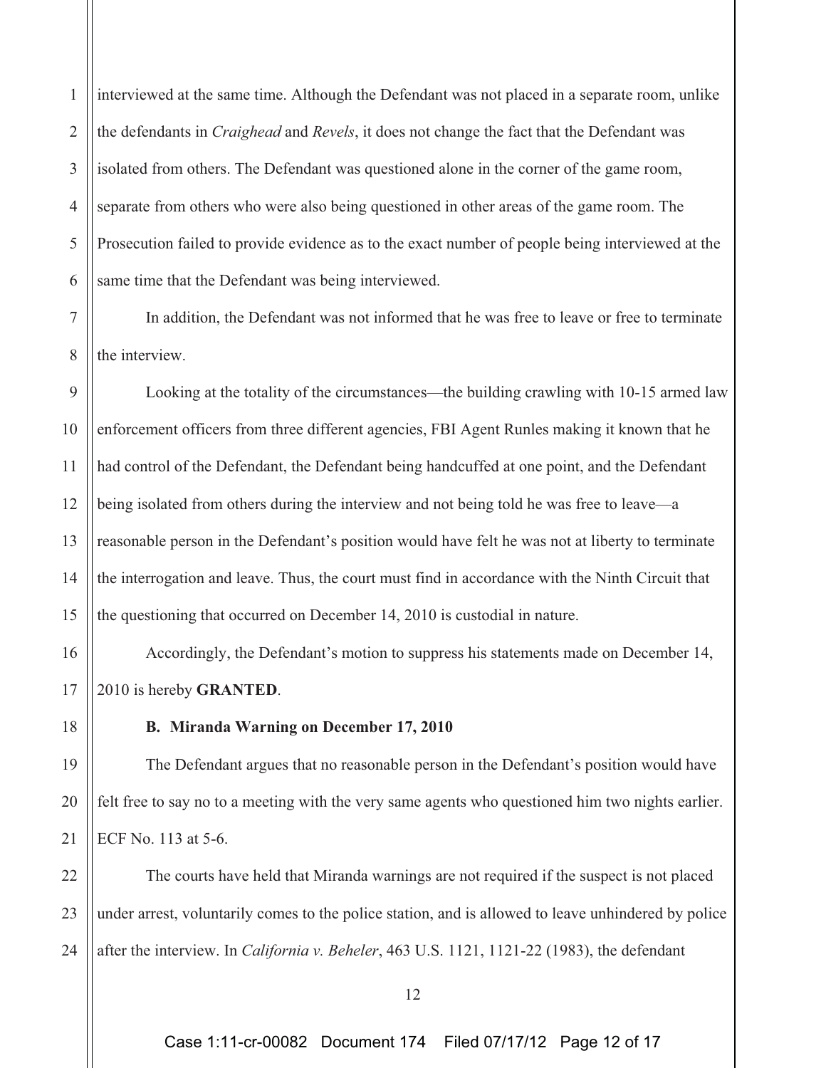interviewed at the same time. Although the Defendant was not placed in a separate room, unlike the defendants in *Craighead* and *Revels*, it does not change the fact that the Defendant was isolated from others. The Defendant was questioned alone in the corner of the game room, separate from others who were also being questioned in other areas of the game room. The Prosecution failed to provide evidence as to the exact number of people being interviewed at the same time that the Defendant was being interviewed.

In addition, the Defendant was not informed that he was free to leave or free to terminate the interview.

Looking at the totality of the circumstances—the building crawling with 10-15 armed law enforcement officers from three different agencies, FBI Agent Runles making it known that he had control of the Defendant, the Defendant being handcuffed at one point, and the Defendant being isolated from others during the interview and not being told he was free to leave—a reasonable person in the Defendant's position would have felt he was not at liberty to terminate the interrogation and leave. Thus, the court must find in accordance with the Ninth Circuit that the questioning that occurred on December 14, 2010 is custodial in nature.

Accordingly, the Defendant's motion to suppress his statements made on December 14, 2010 is hereby **GRANTED**.

**B. Miranda Warning on December 17, 2010**

The Defendant argues that no reasonable person in the Defendant's position would have felt free to say no to a meeting with the very same agents who questioned him two nights earlier. ECF No. 113 at 5-6.

The courts have held that Miranda warnings are not required if the suspect is not placed under arrest, voluntarily comes to the police station, and is allowed to leave unhindered by police after the interview. In *California v. Beheler*, 463 U.S. 1121, 1121-22 (1983), the defendant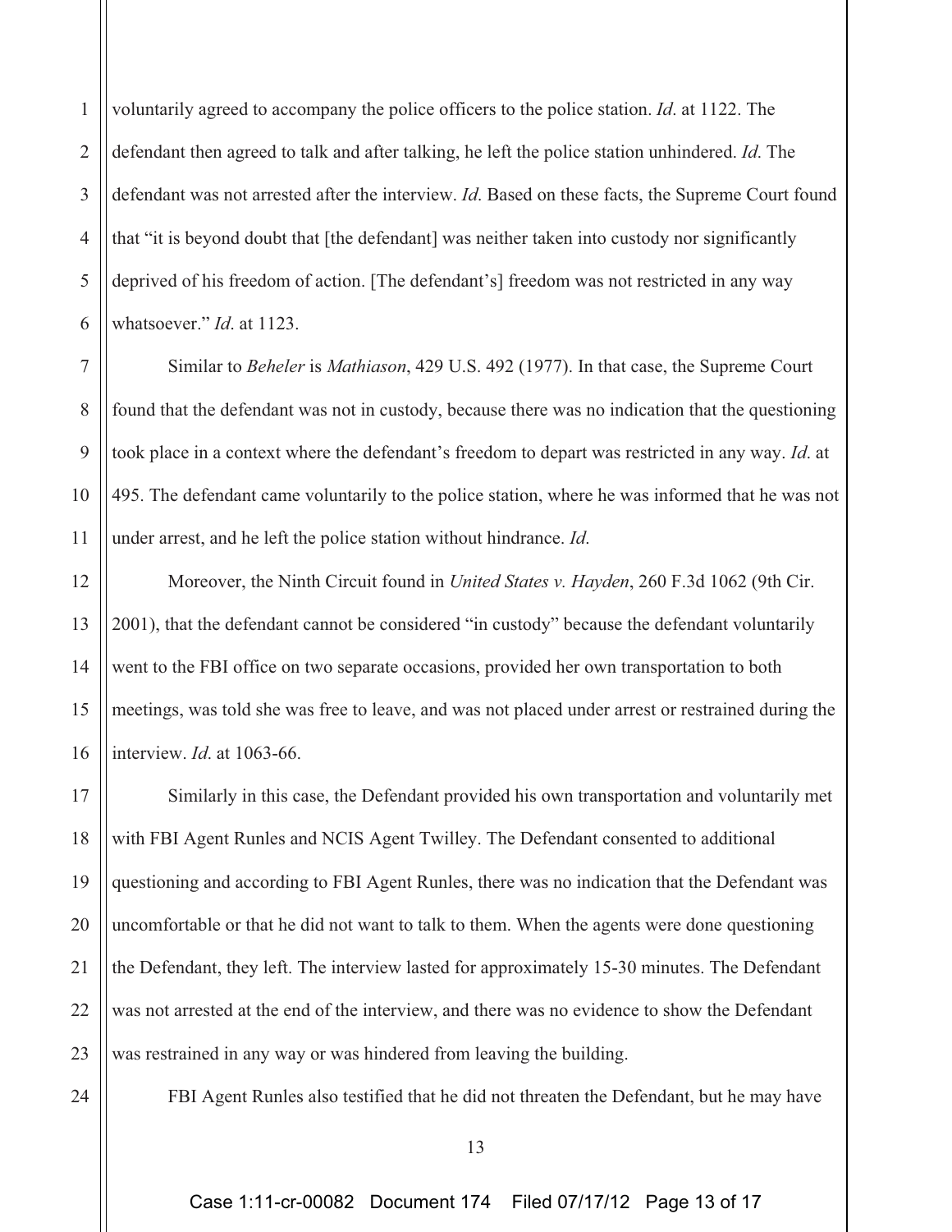voluntarily agreed to accompany the police officers to the police station. *Id*. at 1122. The defendant then agreed to talk and after talking, he left the police station unhindered. *Id.* The defendant was not arrested after the interview. *Id*. Based on these facts, the Supreme Court found that "it is beyond doubt that [the defendant] was neither taken into custody nor significantly deprived of his freedom of action. [The defendant's] freedom was not restricted in any way whatsoever." *Id*. at 1123.

Similar to *Beheler* is *Mathiason*, 429 U.S. 492 (1977). In that case, the Supreme Court found that the defendant was not in custody, because there was no indication that the questioning took place in a context where the defendant's freedom to depart was restricted in any way. *Id*. at 495. The defendant came voluntarily to the police station, where he was informed that he was not under arrest, and he left the police station without hindrance. *Id*.

Moreover, the Ninth Circuit found in *United States v. Hayden*, 260 F.3d 1062 (9th Cir. 2001), that the defendant cannot be considered "in custody" because the defendant voluntarily went to the FBI office on two separate occasions, provided her own transportation to both meetings, was told she was free to leave, and was not placed under arrest or restrained during the interview. *Id*. at 1063-66.

Similarly in this case, the Defendant provided his own transportation and voluntarily met with FBI Agent Runles and NCIS Agent Twilley. The Defendant consented to additional questioning and according to FBI Agent Runles, there was no indication that the Defendant was uncomfortable or that he did not want to talk to them. When the agents were done questioning the Defendant, they left. The interview lasted for approximately 15-30 minutes. The Defendant was not arrested at the end of the interview, and there was no evidence to show the Defendant was restrained in any way or was hindered from leaving the building.

FBI Agent Runles also testified that he did not threaten the Defendant, but he may have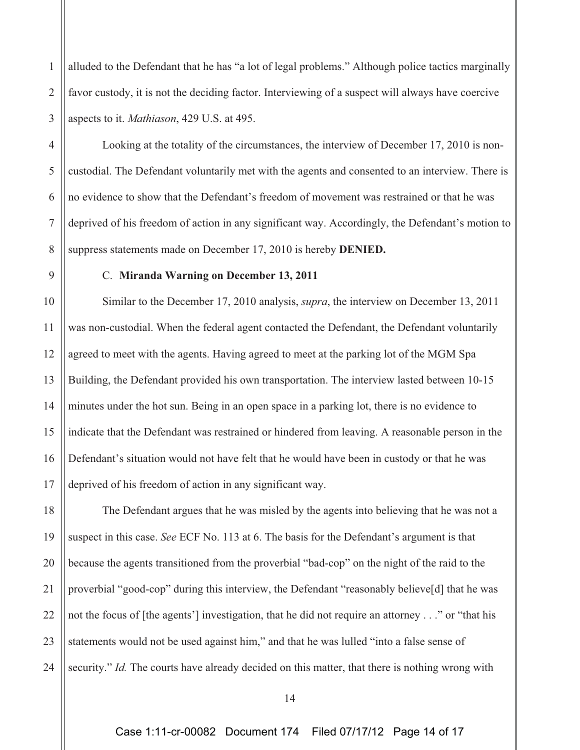alluded to the Defendant that he has "a lot of legal problems." Although police tactics marginally favor custody, it is not the deciding factor. Interviewing of a suspect will always have coercive aspects to it. *Mathiason*, 429 U.S. at 495.

Looking at the totality of the circumstances, the interview of December 17, 2010 is non-custodial. The Defendant voluntarily met with the agents and consented to an interview. There is no evidence to show that the Defendant's freedom of movement was restrained or that he was deprived of his freedom of action in any significant way. Accordingly, the Defendant's motion to suppress statements made on December 17, 2010 is hereby **DENIED.**

C. **Miranda Warning on December 13, 2011**

Similar to the December 17, 2010 analysis, *supra*, the interview on December 13, 2011 was non-custodial. When the federal agent contacted the Defendant, the Defendant voluntarily agreed to meet with the agents. Having agreed to meet at the parking lot of the MGM Spa Building, the Defendant provided his own transportation. The interview lasted between 10-15 minutes under the hot sun. Being in an open space in a parking lot, there is no evidence to indicate that the Defendant was restrained or hindered from leaving. A reasonable person in the Defendant's situation would not have felt that he would have been in custody or that he was deprived of his freedom of action in any significant way.

The Defendant argues that he was misled by the agents into believing that he was not a suspect in this case. *See* ECF No. 113 at 6. The basis for the Defendant's argument is that because the agents transitioned from the proverbial "bad-cop" on the night of the raid to the proverbial "good-cop" during this interview, the Defendant "reasonably believe[d] that he was not the focus of [the agents'] investigation, that he did not require an attorney . . ." or "that his statements would not be used against him," and that he was lulled "into a false sense of security." *Id.* The courts have already decided on this matter, that there is nothing wrong with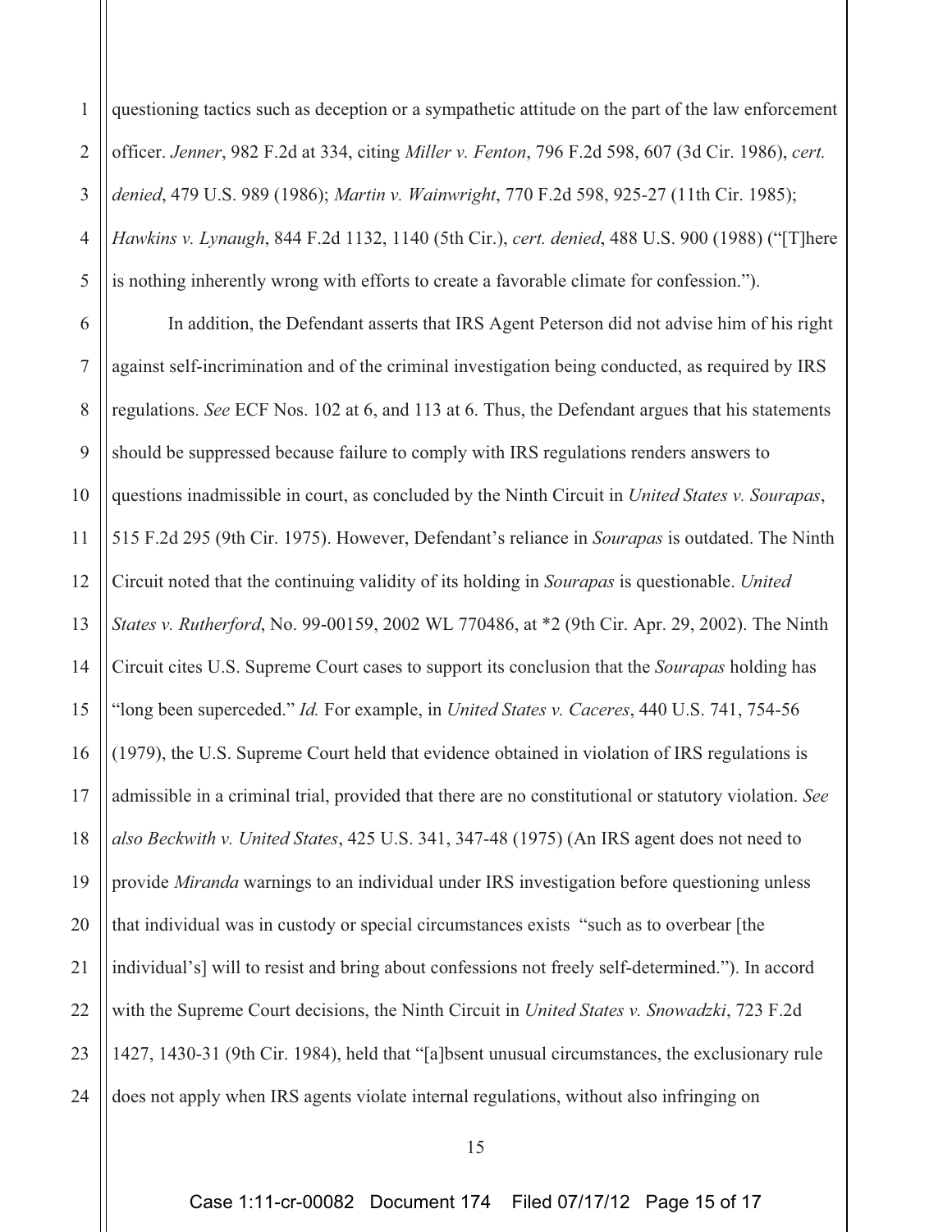questioning tactics such as deception or a sympathetic attitude on the part of the law enforcement officer. *Jenner*, 982 F.2d at 334, citing *Miller v. Fenton*, 796 F.2d 598, 607 (3d Cir. 1986), *cert. denied*, 479 U.S. 989 (1986); *Martin v. Wainwright*, 770 F.2d 598, 925-27 (11th Cir. 1985); *Hawkins v. Lynaugh*, 844 F.2d 1132, 1140 (5th Cir.), *cert. denied*, 488 U.S. 900 (1988) ("[T]here is nothing inherently wrong with efforts to create a favorable climate for confession.").

In addition, the Defendant asserts that IRS Agent Peterson did not advise him of his right against self-incrimination and of the criminal investigation being conducted, as required by IRS regulations. *See* ECF Nos. 102 at 6, and 113 at 6. Thus, the Defendant argues that his statements should be suppressed because failure to comply with IRS regulations renders answers to questions inadmissible in court, as concluded by the Ninth Circuit in *United States v. Sourapas*, 515 F.2d 295 (9th Cir. 1975). However, Defendant's reliance in *Sourapas* is outdated. The Ninth Circuit noted that the continuing validity of its holding in *Sourapas* is questionable. *United States v. Rutherford*, No. 99-00159, 2002 WL 770486, at *2 (9th Cir. Apr. 29, 2002). The Ninth Circuit cites U.S. Supreme Court cases to support its conclusion that the *Sourapas* holding has "long been superceded." *Id.* For example, in *United States v. Caceres*, 440 U.S. 741, 754-56 (1979), the U.S. Supreme Court held that evidence obtained in violation of IRS regulations is admissible in a criminal trial, provided that there are no constitutional or statutory violation. *See also Beckwith v. United States*, 425 U.S. 341, 347-48 (1975) (An IRS agent does not need to provide *Miranda* warnings to an individual under IRS investigation before questioning unless that individual was in custody or special circumstances exists "such as to overbear [the individual's] will to resist and bring about confessions not freely self-determined."). In accord with the Supreme Court decisions, the Ninth Circuit in *United States v. Snowadzki*, 723 F.2d 1427, 1430-31 (9th Cir. 1984), held that "[a]bsent unusual circumstances, the exclusionary rule does not apply when IRS agents violate internal regulations, without also infringing on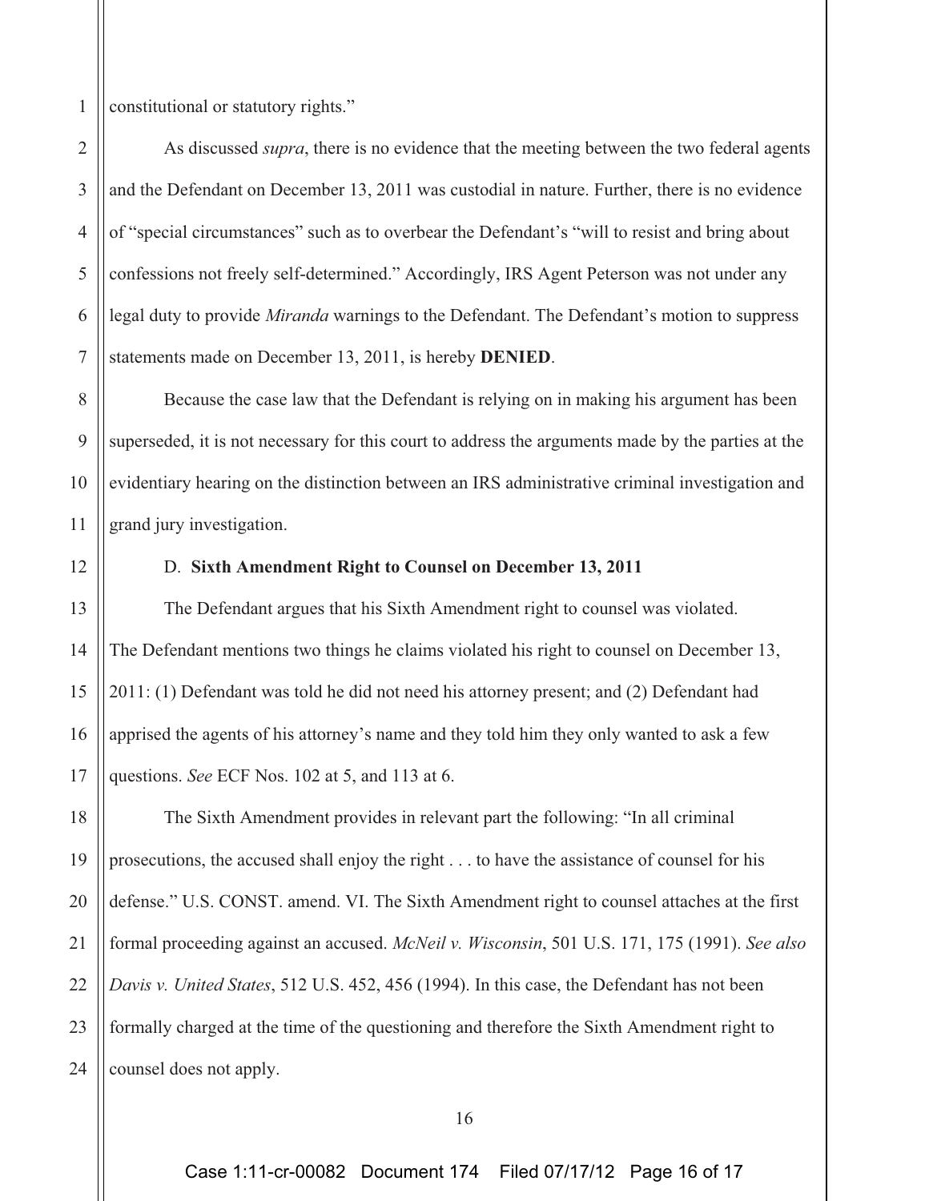constitutional or statutory rights."

As discussed *supra*, there is no evidence that the meeting between the two federal agents and the Defendant on December 13, 2011 was custodial in nature. Further, there is no evidence of "special circumstances" such as to overbear the Defendant's "will to resist and bring about confessions not freely self-determined." Accordingly, IRS Agent Peterson was not under any legal duty to provide *Miranda* warnings to the Defendant. The Defendant's motion to suppress statements made on December 13, 2011, is hereby **DENIED**.

Because the case law that the Defendant is relying on in making his argument has been superseded, it is not necessary for this court to address the arguments made by the parties at the evidentiary hearing on the distinction between an IRS administrative criminal investigation and grand jury investigation.

D. **Sixth Amendment Right to Counsel on December 13, 2011**

The Defendant argues that his Sixth Amendment right to counsel was violated. The Defendant mentions two things he claims violated his right to counsel on December 13, 2011: (1) Defendant was told he did not need his attorney present; and (2) Defendant had apprised the agents of his attorney's name and they told him they only wanted to ask a few questions. *See* ECF Nos. 102 at 5, and 113 at 6.

The Sixth Amendment provides in relevant part the following: "In all criminal prosecutions, the accused shall enjoy the right . . . to have the assistance of counsel for his defense." U.S. CONST. amend. VI. The Sixth Amendment right to counsel attaches at the first formal proceeding against an accused. *McNeil v. Wisconsin*, 501 U.S. 171, 175 (1991). *See also Davis v. United States*, 512 U.S. 452, 456 (1994). In this case, the Defendant has not been formally charged at the time of the questioning and therefore the Sixth Amendment right to counsel does not apply.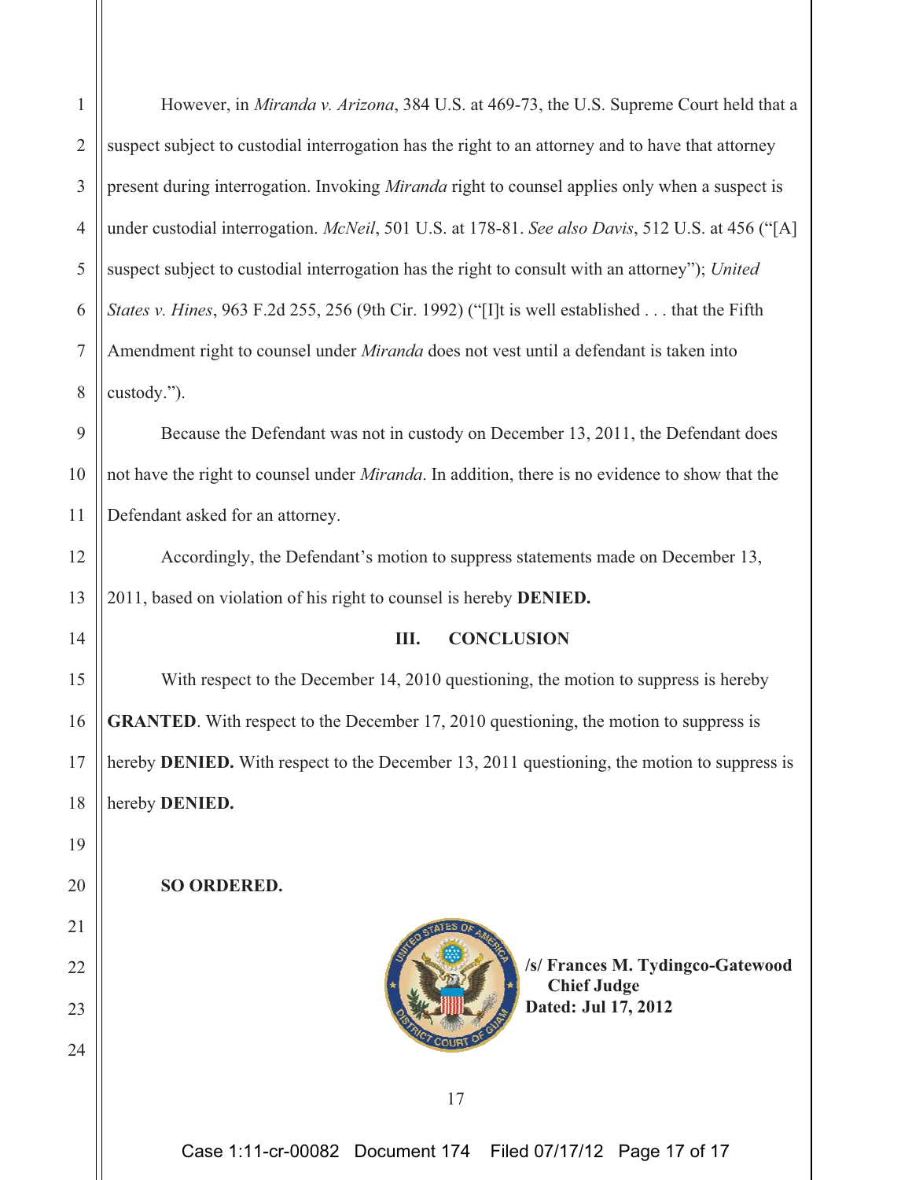However, in *Miranda v. Arizona*, 384 U.S. at 469-73, the U.S. Supreme Court held that a suspect subject to custodial interrogation has the right to an attorney and to have that attorney present during interrogation. Invoking *Miranda* right to counsel applies only when a suspect is under custodial interrogation. *McNeil*, 501 U.S. at 178-81. *See also Davis*, 512 U.S. at 456 ("[A] suspect subject to custodial interrogation has the right to consult with an attorney"); *United States v. Hines*, 963 F.2d 255, 256 (9th Cir. 1992) ("[I]t is well established . . . that the Fifth Amendment right to counsel under *Miranda* does not vest until a defendant is taken into custody.").

Because the Defendant was not in custody on December 13, 2011, the Defendant does not have the right to counsel under *Miranda*. In addition, there is no evidence to show that the Defendant asked for an attorney.

Accordingly, the Defendant's motion to suppress statements made on December 13, 2011, based on violation of his right to counsel is hereby **DENIED.**

## III. CONCLUSION

With respect to the December 14, 2010 questioning, the motion to suppress is hereby **GRANTED**. With respect to the December 17, 2010 questioning, the motion to suppress is hereby **DENIED.** With respect to the December 13, 2011 questioning, the motion to suppress is hereby **DENIED.**

**SO ORDERED.**

**/s/ Frances M. Tydingco-Gatewood**
**Chief Judge**
**Dated: Jul 17, 2012**